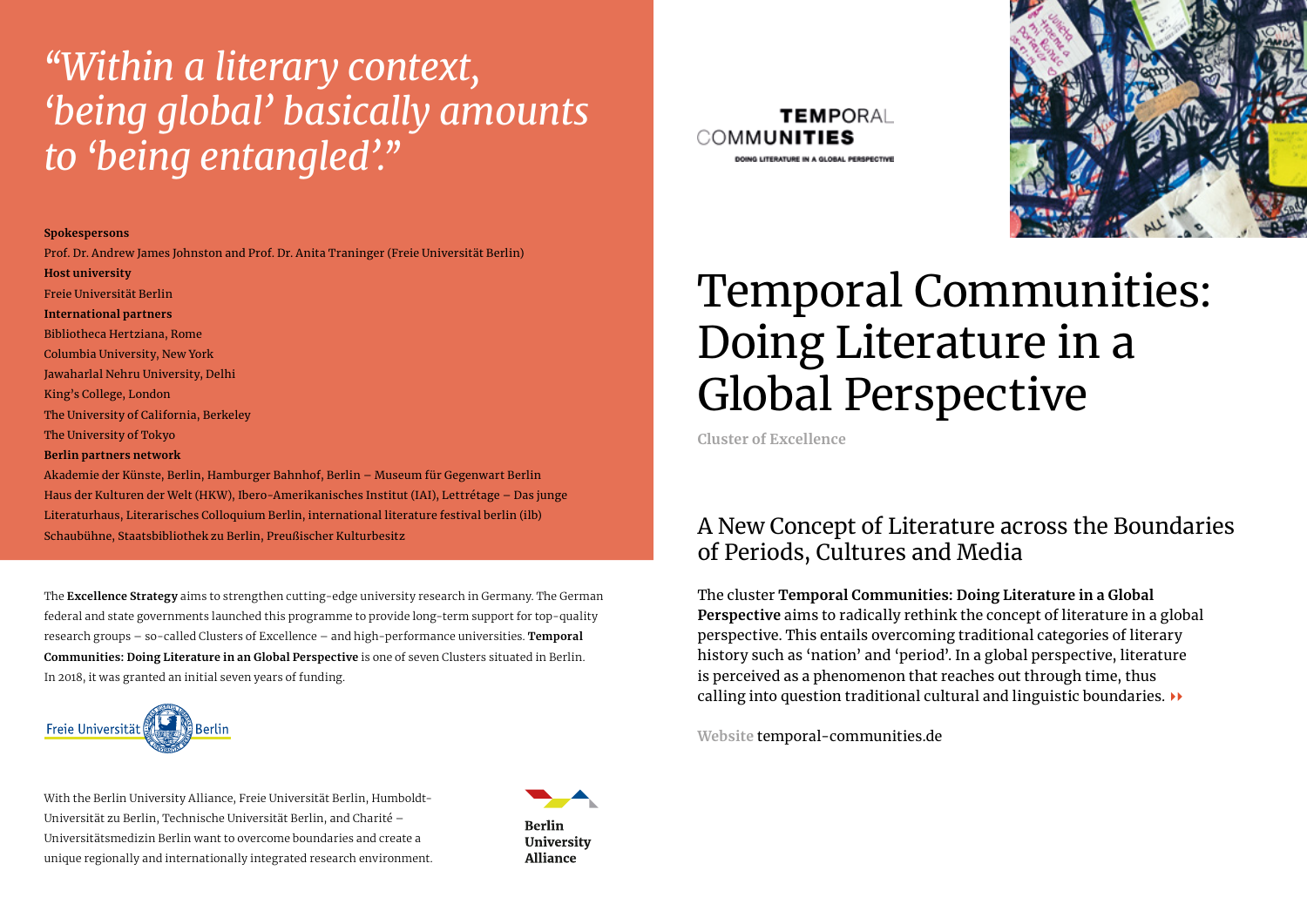*"Within a literary context, 'being global' basically amounts to 'being entangled'."*

**Spokespersons**
Prof. Dr. Andrew James Johnston and Prof. Dr. Anita Traninger (Freie Universität Berlin)

**Host university**
Freie Universität Berlin

**International partners**
Bibliotheca Hertziana, Rome
Columbia University, New York
Jawaharlal Nehru University, Delhi
King's College, London
The University of California, Berkeley
The University of Tokyo

**Berlin partners network**
Akademie der Künste, Berlin, Hamburger Bahnhof, Berlin – Museum für Gegenwart Berlin
Haus der Kulturen der Welt (HKW), Ibero-Amerikanisches Institut (IAI), Lettrétage – Das junge Literaturhaus, Literarisches Colloquium Berlin, international literature festival berlin (ilb)
Schaubühne, Staatsbibliothek zu Berlin, Preußischer Kulturbesitz

The **Excellence Strategy** aims to strengthen cutting-edge university research in Germany. The German federal and state governments launched this programme to provide long-term support for top-quality research groups – so-called Clusters of Excellence – and high-performance universities. **Temporal Communities: Doing Literature in an Global Perspective** is one of seven Clusters situated in Berlin. In 2018, it was granted an initial seven years of funding.

Freie Universität Berlin

With the Berlin University Alliance, Freie Universität Berlin, Humboldt-Universität zu Berlin, Technische Universität Berlin, and Charité – Universitätsmedizin Berlin want to overcome boundaries and create a unique regionally and internationally integrated research environment.

Berlin University Alliance

TEMPORAL COMMUNITIES
DOING LITERATURE IN A GLOBAL PERSPECTIVE

# Temporal Communities: Doing Literature in a Global Perspective

Cluster of Excellence

## A New Concept of Literature across the Boundaries of Periods, Cultures and Media

The cluster **Temporal Communities: Doing Literature in a Global Perspective** aims to radically rethink the concept of literature in a global perspective. This entails overcoming traditional categories of literary history such as 'nation' and 'period'. In a global perspective, literature is perceived as a phenomenon that reaches out through time, thus calling into question traditional cultural and linguistic boundaries.

Website temporal-communities.de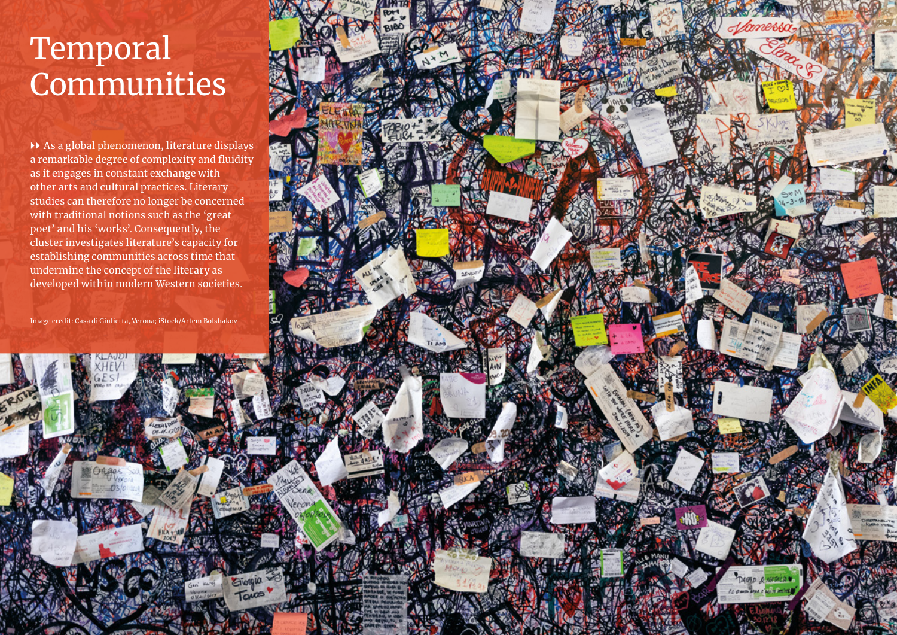# Temporal Communities

▸▸ As a global phenomenon, literature displays a remarkable degree of complexity and fluidity as it engages in constant exchange with other arts and cultural practices. Literary studies can therefore no longer be concerned with traditional notions such as the 'great poet' and his 'works'. Consequently, the cluster investigates literature's capacity for establishing communities across time that undermine the concept of the literary as developed within modern Western societies.

Image credit: Casa di Giulietta, Verona; iStock/Artem Bolshakov